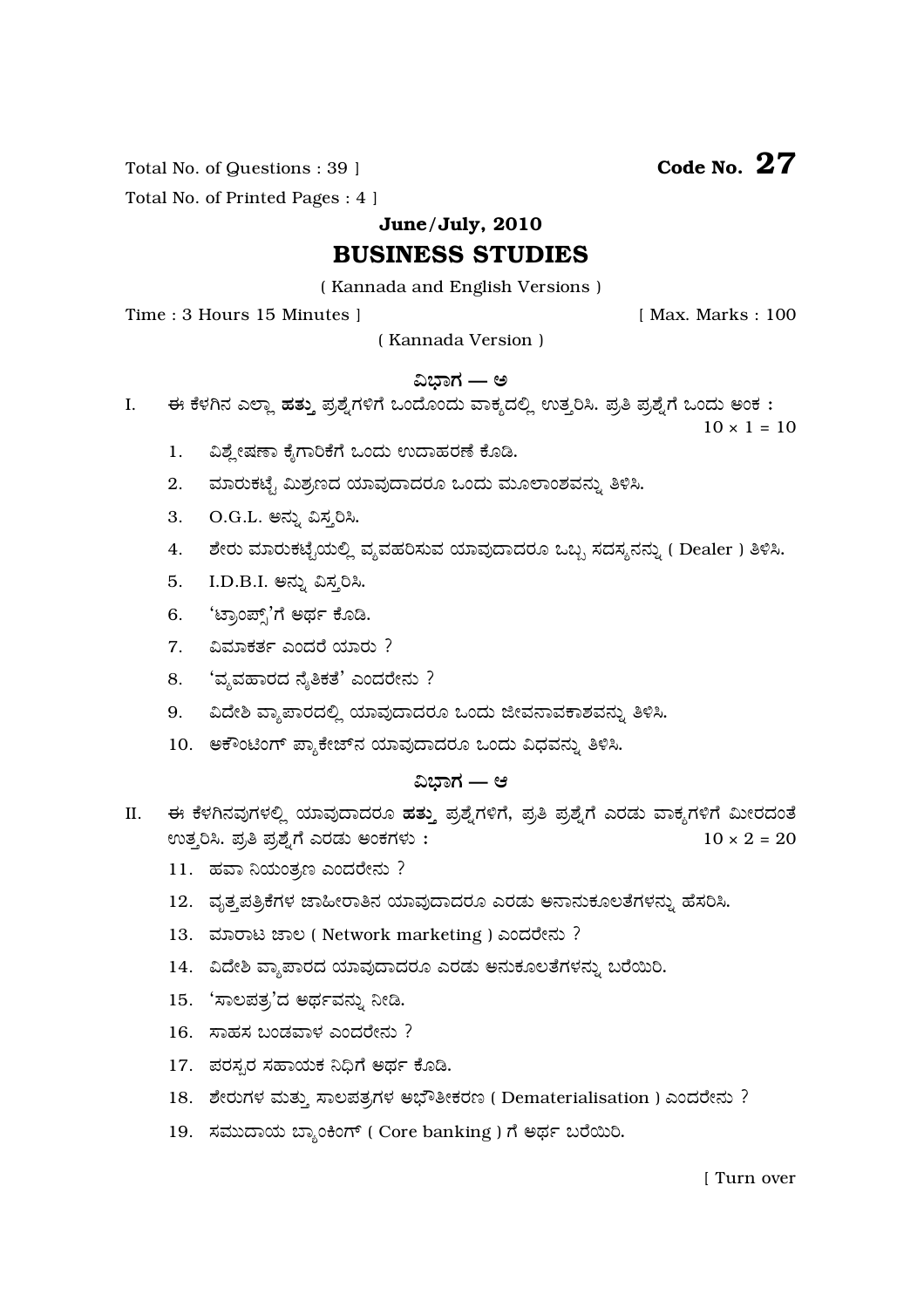Total No. of Questions : 39 ]

Total No. of Printed Pages : 4 ]

**Code No. 27**

**June/July, 2010**

# BUSINESS STUDIES

( Kannada and English Versions )

Time : 3 Hours 15 Minutes ] [ Max. Marks : 100

( Kannada Version )

## ವಿಭಾಗ — ಅ

I. ಈ ಕೆಳಗಿನ ಎಲ್ಲಾ **ಹತ್ತು** ಪ್ರಶ್ನೆಗಳಿಗೆ ಒಂದೊಂದು ವಾಕ್ಯದಲ್ಲಿ ಉತ್ತರಿಸಿ. ಪ್ರತಿ ಪ್ರಶ್ನೆಗೆ ಒಂದು ಅಂಕ : $10 \times 1 = 10$

1. ವಿಶ್ಲೇಷಣಾ ಕೈಗಾರಿಕೆಗೆ ಒಂದು ಉದಾಹರಣೆ ಕೊಡಿ.
2. ಮಾರುಕಟ್ಟೆ ಮಿಶ್ರಣದ ಯಾವುದಾದರೂ ಒಂದು ಮೂಲಾಂಶವನ್ನು ತಿಳಿಸಿ.
3. O.G.L. ಅನ್ನು ವಿಸ್ತರಿಸಿ.
4. ಶೇರು ಮಾರುಕಟ್ಟೆಯಲ್ಲಿ ವ್ಯವಹರಿಸುವ ಯಾವುದಾದರೂ ಒಬ್ಬ ಸದಸ್ಯನನ್ನು ( Dealer ) ತಿಳಿಸಿ.
5. I.D.B.I. ಅನ್ನು ವಿಸ್ತರಿಸಿ.
6. 'ಟ್ರಾಂಪ್ಸ್'ಗೆ ಅರ್ಥ ಕೊಡಿ.
7. ವಿಮಾಕರ್ತ ಎಂದರೆ ಯಾರು ?
8. 'ವ್ಯವಹಾರದ ನೈತಿಕತೆ' ಎಂದರೇನು ?
9. ವಿದೇಶಿ ವ್ಯಾಪಾರದಲ್ಲಿ ಯಾವುದಾದರೂ ಒಂದು ಜೀವನಾವಕಾಶವನ್ನು ತಿಳಿಸಿ.
10. ಅಕೌಂಟಿಂಗ್ ಪ್ಯಾಕೇಜ್‌ನ ಯಾವುದಾದರೂ ಒಂದು ವಿಧವನ್ನು ತಿಳಿಸಿ.

## ವಿಭಾಗ — ಆ

II. ಈ ಕೆಳಗಿನವುಗಳಲ್ಲಿ ಯಾವುದಾದರೂ **ಹತ್ತು** ಪ್ರಶ್ನೆಗಳಿಗೆ, ಪ್ರತಿ ಪ್ರಶ್ನೆಗೆ ಎರಡು ವಾಕ್ಯಗಳಿಗೆ ಮೀರದಂತೆ ಉತ್ತರಿಸಿ. ಪ್ರತಿ ಪ್ರಶ್ನೆಗೆ ಎರಡು ಅಂಕಗಳು : $10 \times 2 = 20$

11. ಹವಾ ನಿಯಂತ್ರಣ ಎಂದರೇನು ?
12. ವೃತ್ತಪತ್ರಿಕೆಗಳ ಜಾಹೀರಾತಿನ ಯಾವುದಾದರೂ ಎರಡು ಅನಾನುಕೂಲತೆಗಳನ್ನು ಹೆಸರಿಸಿ.
13. ಮಾರಾಟ ಜಾಲ ( Network marketing ) ಎಂದರೇನು ?
14. ವಿದೇಶಿ ವ್ಯಾಪಾರದ ಯಾವುದಾದರೂ ಎರಡು ಅನುಕೂಲತೆಗಳನ್ನು ಬರೆಯಿರಿ.
15. 'ಸಾಲಪತ್ರ'ದ ಅರ್ಥವನ್ನು ನೀಡಿ.
16. ಸಾಹಸ ಬಂಡವಾಳ ಎಂದರೇನು ?
17. ಪರಸ್ಪರ ಸಹಾಯಕ ನಿಧಿಗೆ ಅರ್ಥ ಕೊಡಿ.
18. ಶೇರುಗಳ ಮತ್ತು ಸಾಲಪತ್ರಗಳ ಅಭೌತೀಕರಣ ( Dematerialisation ) ಎಂದರೇನು ?
19. ಸಮುದಾಯ ಬ್ಯಾಂಕಿಂಗ್ ( Core banking ) ಗೆ ಅರ್ಥ ಬರೆಯಿರಿ.

[ Turn over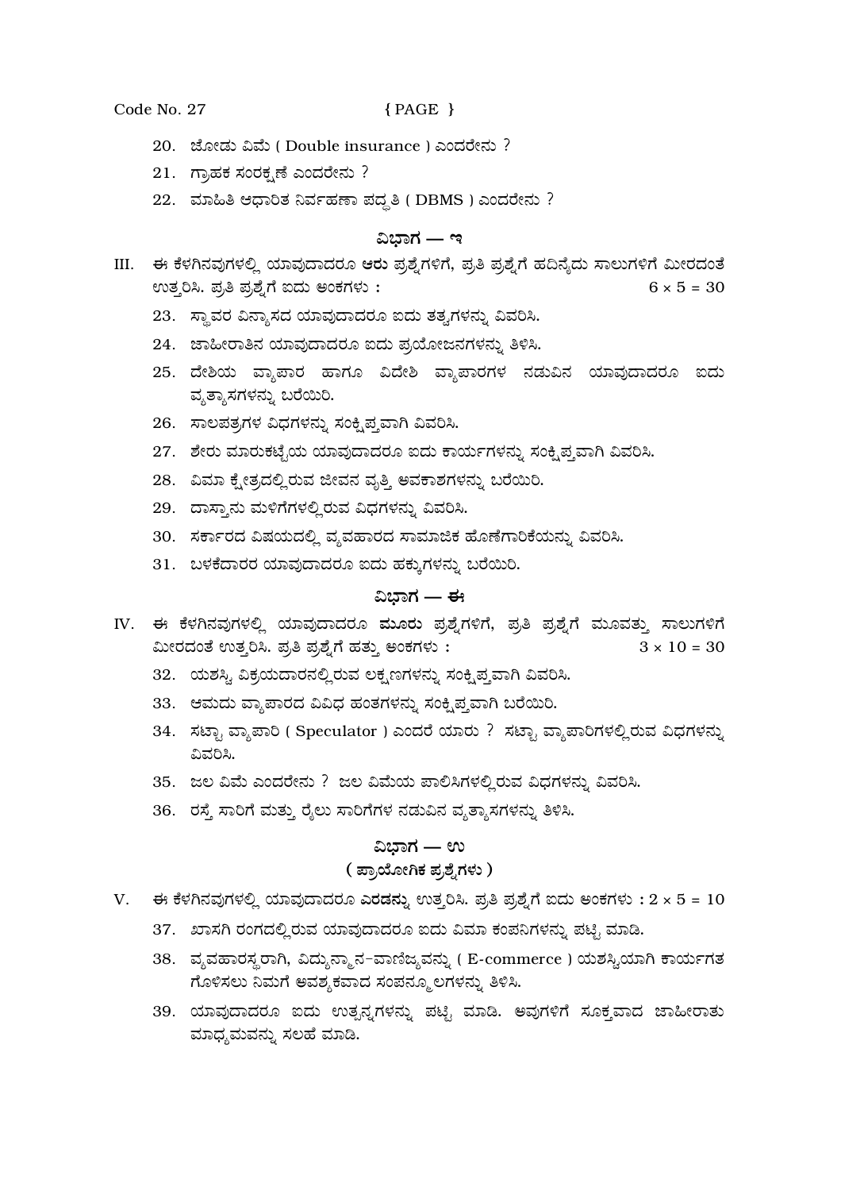20. ಜೋಡು ವಿಮೆ ( Double insurance ) ಎಂದರೇನು ?

21. ಗ್ರಾಹಕ ಸಂರಕ್ಷಣೆ ಎಂದರೇನು ?

22. ಮಾಹಿತಿ ಆಧಾರಿತ ನಿರ್ವಹಣಾ ಪದ್ಧತಿ ( DBMS ) ಎಂದರೇನು ?

## ವಿಭಾಗ — ಇ

III. ಈ ಕೆಳಗಿನವುಗಳಲ್ಲಿ ಯಾವುದಾದರೂ **ಆರು** ಪ್ರಶ್ನೆಗಳಿಗೆ, ಪ್ರತಿ ಪ್ರಶ್ನೆಗೆ ಹದಿನೈದು ಸಾಲುಗಳಿಗೆ ಮೀರದಂತೆ ಉತ್ತರಿಸಿ. ಪ್ರತಿ ಪ್ರಶ್ನೆಗೆ ಐದು ಅಂಕಗಳು : $6 \times 5 = 30$

23. ಸ್ಥಾವರ ವಿನ್ಯಾಸದ ಯಾವುದಾದರೂ ಐದು ತತ್ವಗಳನ್ನು ವಿವರಿಸಿ.

24. ಜಾಹೀರಾತಿನ ಯಾವುದಾದರೂ ಐದು ಪ್ರಯೋಜನಗಳನ್ನು ತಿಳಿಸಿ.

25. ದೇಶಿಯ ವ್ಯಾಪಾರ ಹಾಗೂ ವಿದೇಶಿ ವ್ಯಾಪಾರಗಳ ನಡುವಿನ ಯಾವುದಾದರೂ ಐದು ವ್ಯತ್ಯಾಸಗಳನ್ನು ಬರೆಯಿರಿ.

26. ಸಾಲಪತ್ರಗಳ ವಿಧಗಳನ್ನು ಸಂಕ್ಷಿಪ್ತವಾಗಿ ವಿವರಿಸಿ.

27. ಶೇರು ಮಾರುಕಟ್ಟೆಯ ಯಾವುದಾದರೂ ಐದು ಕಾರ್ಯಗಳನ್ನು ಸಂಕ್ಷಿಪ್ತವಾಗಿ ವಿವರಿಸಿ.

28. ವಿಮಾ ಕ್ಷೇತ್ರದಲ್ಲಿರುವ ಜೀವನ ವೃತ್ತಿ ಅವಕಾಶಗಳನ್ನು ಬರೆಯಿರಿ.

29. ದಾಸ್ತಾನು ಮಳಿಗೆಗಳಲ್ಲಿರುವ ವಿಧಗಳನ್ನು ವಿವರಿಸಿ.

30. ಸರ್ಕಾರದ ವಿಷಯದಲ್ಲಿ ವ್ಯವಹಾರದ ಸಾಮಾಜಿಕ ಹೊಣೆಗಾರಿಕೆಯನ್ನು ವಿವರಿಸಿ.

31. ಬಳಕೆದಾರರ ಯಾವುದಾದರೂ ಐದು ಹಕ್ಕುಗಳನ್ನು ಬರೆಯಿರಿ.

## ವಿಭಾಗ — ಈ

IV. ಈ ಕೆಳಗಿನವುಗಳಲ್ಲಿ ಯಾವುದಾದರೂ **ಮೂರು** ಪ್ರಶ್ನೆಗಳಿಗೆ, ಪ್ರತಿ ಪ್ರಶ್ನೆಗೆ ಮೂವತ್ತು ಸಾಲುಗಳಿಗೆ ಮೀರದಂತೆ ಉತ್ತರಿಸಿ. ಪ್ರತಿ ಪ್ರಶ್ನೆಗೆ ಹತ್ತು ಅಂಕಗಳು : $3 \times 10 = 30$

32. ಯಶಸ್ವಿ ವಿಕ್ರಯದಾರನಲ್ಲಿರುವ ಲಕ್ಷಣಗಳನ್ನು ಸಂಕ್ಷಿಪ್ತವಾಗಿ ವಿವರಿಸಿ.

33. ಆಮದು ವ್ಯಾಪಾರದ ವಿವಿಧ ಹಂತಗಳನ್ನು ಸಂಕ್ಷಿಪ್ತವಾಗಿ ಬರೆಯಿರಿ.

34. ಸಟ್ಟಾ ವ್ಯಾಪಾರಿ ( Speculator ) ಎಂದರೆ ಯಾರು ? ಸಟ್ಟಾ ವ್ಯಾಪಾರಿಗಳಲ್ಲಿರುವ ವಿಧಗಳನ್ನು ವಿವರಿಸಿ.

35. ಜಲ ವಿಮೆ ಎಂದರೇನು ? ಜಲ ವಿಮೆಯ ಪಾಲಿಸಿಗಳಲ್ಲಿರುವ ವಿಧಗಳನ್ನು ವಿವರಿಸಿ.

36. ರಸ್ತೆ ಸಾರಿಗೆ ಮತ್ತು ರೈಲು ಸಾರಿಗೆಗಳ ನಡುವಿನ ವ್ಯತ್ಯಾಸಗಳನ್ನು ತಿಳಿಸಿ.

## ವಿಭಾಗ — ಉ

### ( ಪ್ರಾಯೋಗಿಕ ಪ್ರಶ್ನೆಗಳು )

V. ಈ ಕೆಳಗಿನವುಗಳಲ್ಲಿ ಯಾವುದಾದರೂ **ಎರಡನ್ನು** ಉತ್ತರಿಸಿ. ಪ್ರತಿ ಪ್ರಶ್ನೆಗೆ ಐದು ಅಂಕಗಳು : $2 \times 5 = 10$

37. ಖಾಸಗಿ ರಂಗದಲ್ಲಿರುವ ಯಾವುದಾದರೂ ಐದು ವಿಮಾ ಕಂಪನಿಗಳನ್ನು ಪಟ್ಟಿ ಮಾಡಿ.

38. ವ್ಯವಹಾರಸ್ಥರಾಗಿ, ವಿದ್ಯುನ್ಮಾನ-ವಾಣಿಜ್ಯವನ್ನು ( E-commerce ) ಯಶಸ್ವಿಯಾಗಿ ಕಾರ್ಯಗತ ಗೊಳಿಸಲು ನಿಮಗೆ ಅವಶ್ಯಕವಾದ ಸಂಪನ್ಮೂಲಗಳನ್ನು ತಿಳಿಸಿ.

39. ಯಾವುದಾದರೂ ಐದು ಉತ್ಪನ್ನಗಳನ್ನು ಪಟ್ಟಿ ಮಾಡಿ. ಅವುಗಳಿಗೆ ಸೂಕ್ತವಾದ ಜಾಹೀರಾತು ಮಾಧ್ಯಮವನ್ನು ಸಲಹೆ ಮಾಡಿ.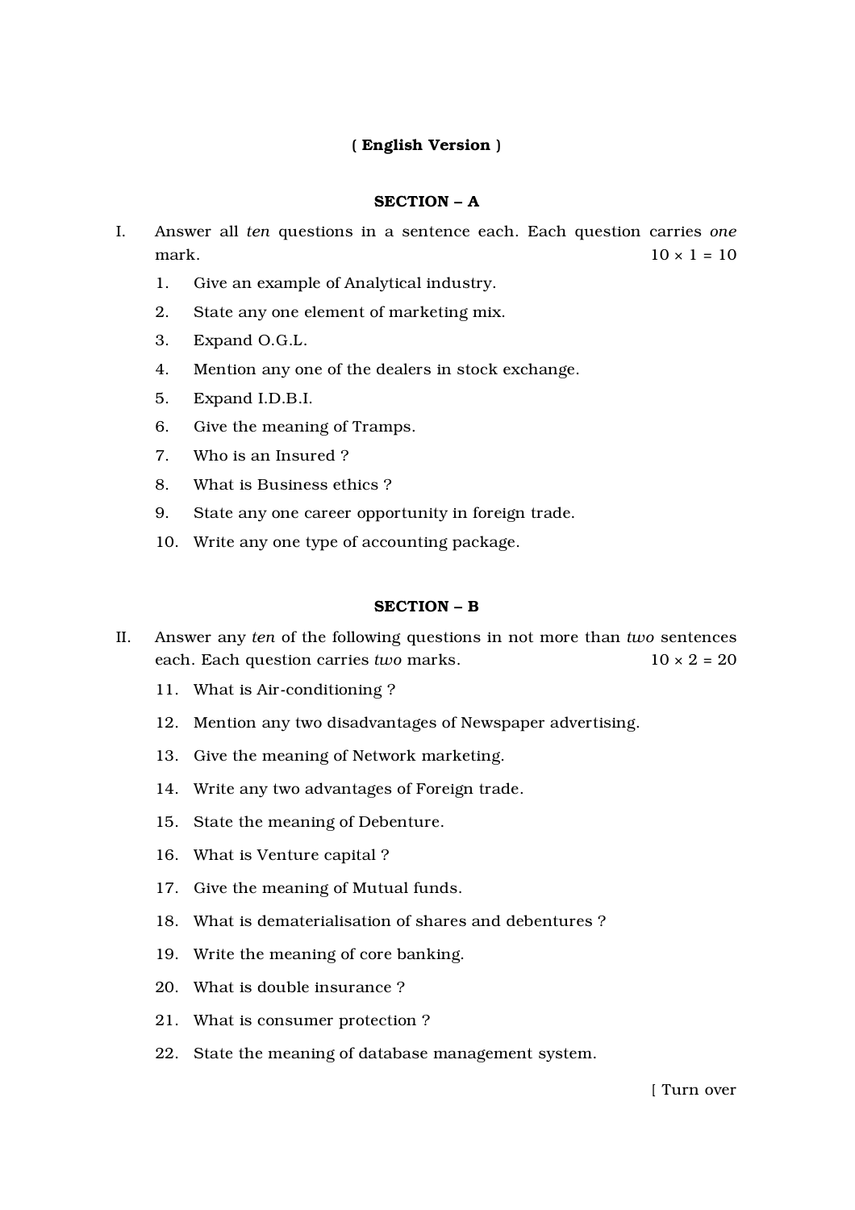**( English Version )**

## SECTION – A

I. Answer all *ten* questions in a sentence each. Each question carries *one* mark. 10 × 1 = 10

1. Give an example of Analytical industry.
2. State any one element of marketing mix.
3. Expand O.G.L.
4. Mention any one of the dealers in stock exchange.
5. Expand I.D.B.I.
6. Give the meaning of Tramps.
7. Who is an Insured ?
8. What is Business ethics ?
9. State any one career opportunity in foreign trade.
10. Write any one type of accounting package.

## SECTION – B

II. Answer any *ten* of the following questions in not more than *two* sentences each. Each question carries *two* marks. 10 × 2 = 20

11. What is Air-conditioning ?
12. Mention any two disadvantages of Newspaper advertising.
13. Give the meaning of Network marketing.
14. Write any two advantages of Foreign trade.
15. State the meaning of Debenture.
16. What is Venture capital ?
17. Give the meaning of Mutual funds.
18. What is dematerialisation of shares and debentures ?
19. Write the meaning of core banking.
20. What is double insurance ?
21. What is consumer protection ?
22. State the meaning of database management system.

[ Turn over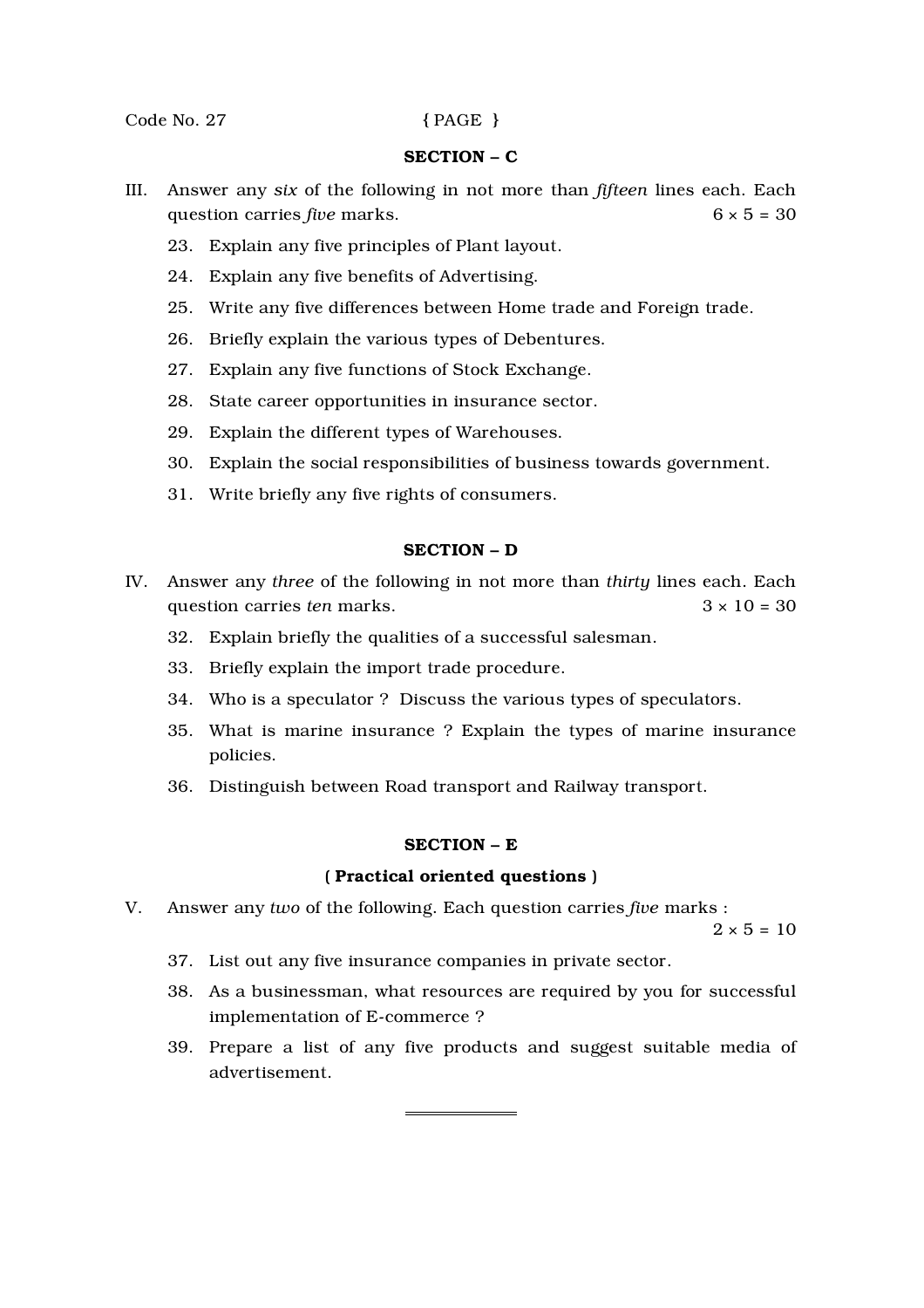## SECTION – C

III. Answer any *six* of the following in not more than *fifteen* lines each. Each question carries *five* marks. $6 \times 5 = 30$

23. Explain any five principles of Plant layout.
24. Explain any five benefits of Advertising.
25. Write any five differences between Home trade and Foreign trade.
26. Briefly explain the various types of Debentures.
27. Explain any five functions of Stock Exchange.
28. State career opportunities in insurance sector.
29. Explain the different types of Warehouses.
30. Explain the social responsibilities of business towards government.
31. Write briefly any five rights of consumers.

## SECTION – D

IV. Answer any *three* of the following in not more than *thirty* lines each. Each question carries *ten* marks. $3 \times 10 = 30$

32. Explain briefly the qualities of a successful salesman.
33. Briefly explain the import trade procedure.
34. Who is a speculator ? Discuss the various types of speculators.
35. What is marine insurance ? Explain the types of marine insurance policies.
36. Distinguish between Road transport and Railway transport.

## SECTION – E

### ( Practical oriented questions )

V. Answer any *two* of the following. Each question carries *five* marks : $2 \times 5 = 10$

37. List out any five insurance companies in private sector.
38. As a businessman, what resources are required by you for successful implementation of E-commerce ?
39. Prepare a list of any five products and suggest suitable media of advertisement.